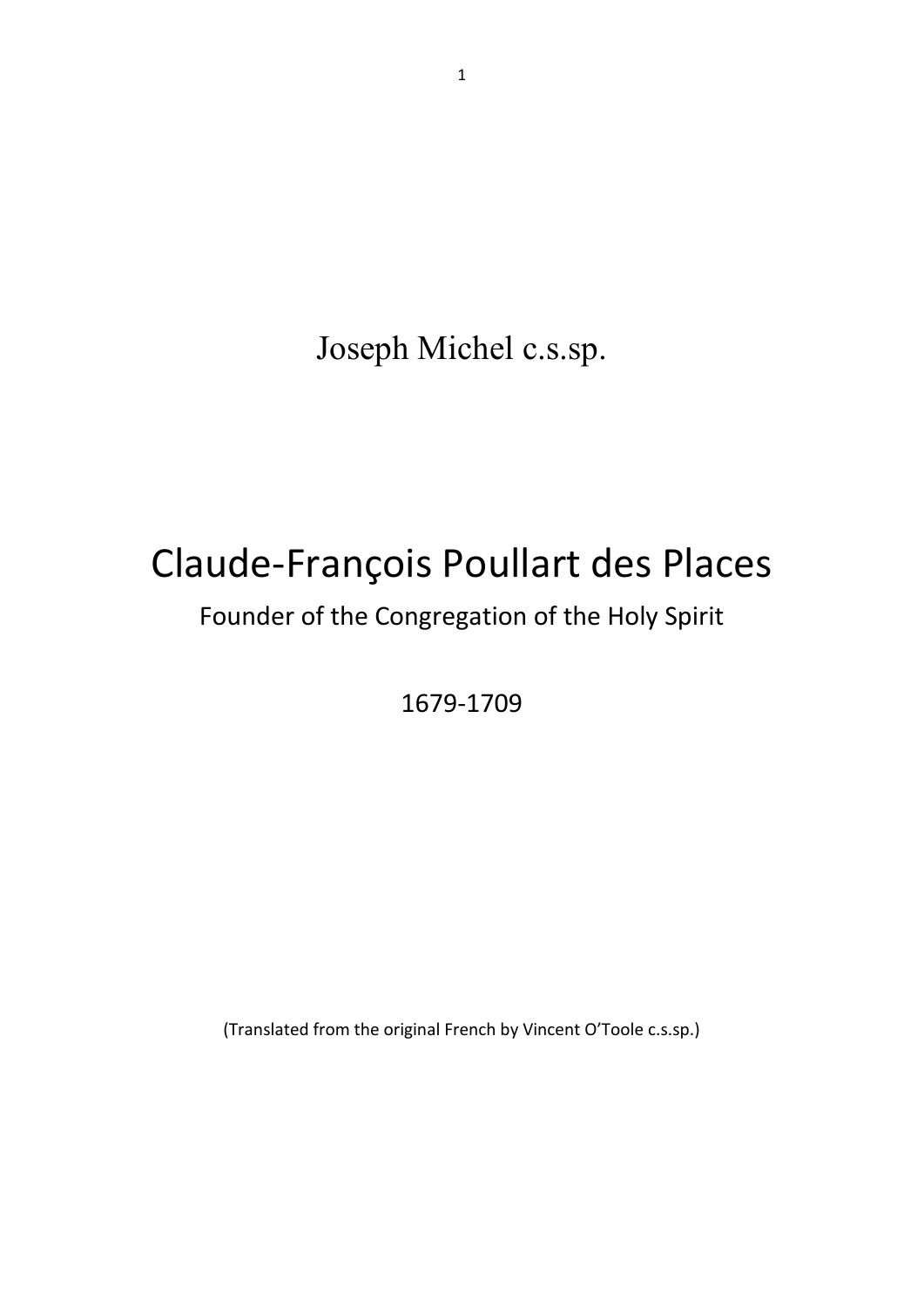Joseph Michel c.s.sp.

# Claude-François Poullart des Places

## Founder of the Congregation of the Holy Spirit

1679-1709

(Translated from the original French by Vincent O'Toole c.s.sp.)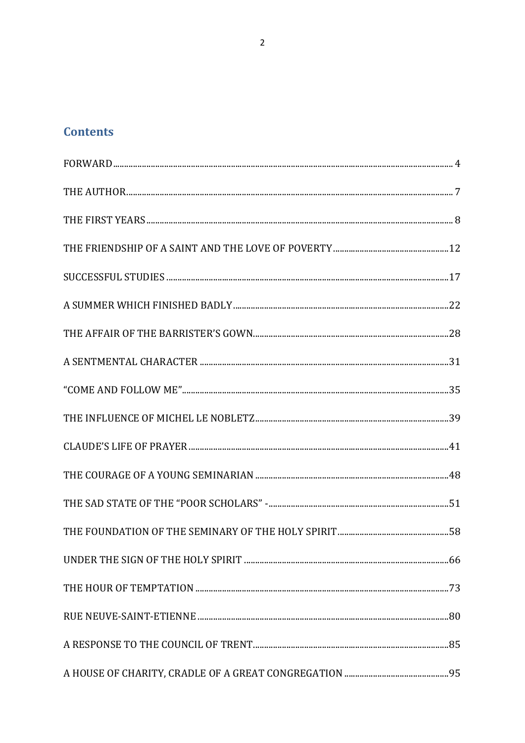## Contents

FORWARD .......... 4

THE AUTHOR .......... 7

THE FIRST YEARS .......... 8

THE FRIENDSHIP OF A SAINT AND THE LOVE OF POVERTY .......... 12

SUCCESSFUL STUDIES .......... 17

A SUMMER WHICH FINISHED BADLY .......... 22

THE AFFAIR OF THE BARRISTER'S GOWN .......... 28

A SENTMENTAL CHARACTER .......... 31

"COME AND FOLLOW ME" .......... 35

THE INFLUENCE OF MICHEL LE NOBLETZ .......... 39

CLAUDE'S LIFE OF PRAYER .......... 41

THE COURAGE OF A YOUNG SEMINARIAN .......... 48

THE SAD STATE OF THE "POOR SCHOLARS" - .......... 51

THE FOUNDATION OF THE SEMINARY OF THE HOLY SPIRIT .......... 58

UNDER THE SIGN OF THE HOLY SPIRIT .......... 66

THE HOUR OF TEMPTATION .......... 73

RUE NEUVE-SAINT-ETIENNE .......... 80

A RESPONSE TO THE COUNCIL OF TRENT .......... 85

A HOUSE OF CHARITY, CRADLE OF A GREAT CONGREGATION .......... 95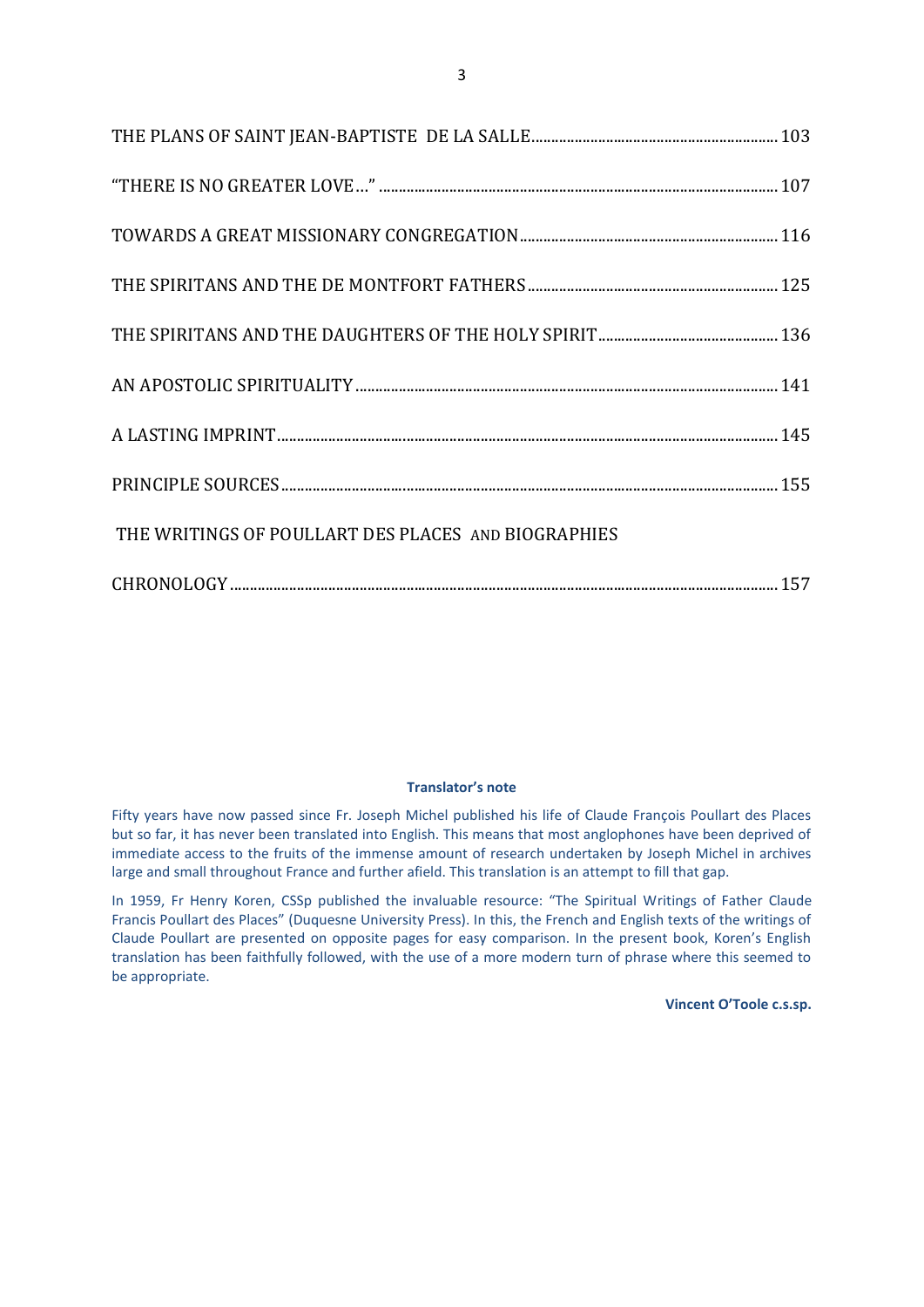THE PLANS OF SAINT JEAN-BAPTISTE DE LA SALLE .......... 103

"THERE IS NO GREATER LOVE…" .......... 107

TOWARDS A GREAT MISSIONARY CONGREGATION .......... 116

THE SPIRITANS AND THE DE MONTFORT FATHERS .......... 125

THE SPIRITANS AND THE DAUGHTERS OF THE HOLY SPIRIT .......... 136

AN APOSTOLIC SPIRITUALITY .......... 141

A LASTING IMPRINT .......... 145

PRINCIPLE SOURCES .......... 155

THE WRITINGS OF POULLART DES PLACES AND BIOGRAPHIES

CHRONOLOGY .......... 157

**Translator's note**

Fifty years have now passed since Fr. Joseph Michel published his life of Claude François Poullart des Places but so far, it has never been translated into English. This means that most anglophones have been deprived of immediate access to the fruits of the immense amount of research undertaken by Joseph Michel in archives large and small throughout France and further afield. This translation is an attempt to fill that gap.

In 1959, Fr Henry Koren, CSSp published the invaluable resource: "The Spiritual Writings of Father Claude Francis Poullart des Places" (Duquesne University Press). In this, the French and English texts of the writings of Claude Poullart are presented on opposite pages for easy comparison. In the present book, Koren's English translation has been faithfully followed, with the use of a more modern turn of phrase where this seemed to be appropriate.

**Vincent O'Toole c.s.sp.**